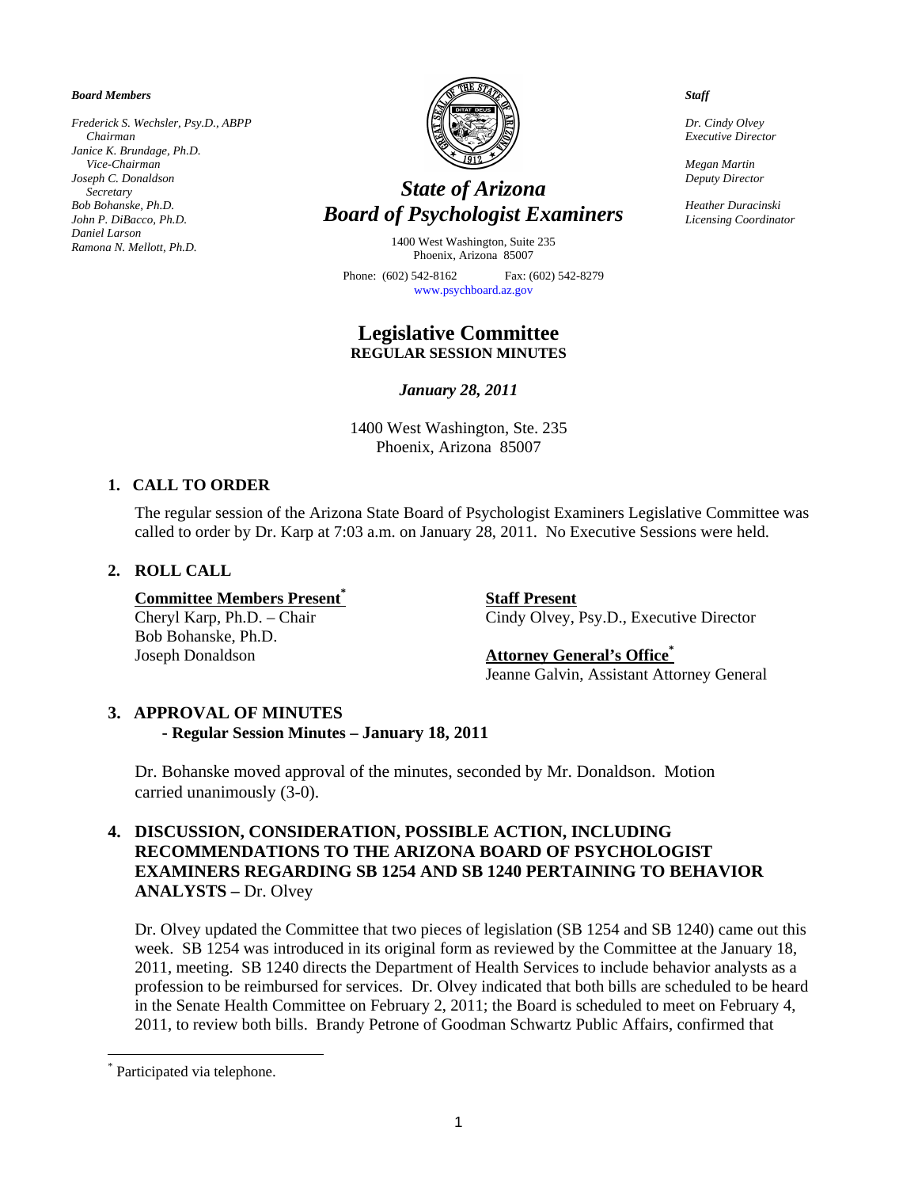*Board Members*

*Frederick S. Wechsler, Psy.D., ABPP*
*Chairman*
*Janice K. Brundage, Ph.D.*
*Vice-Chairman*
*Joseph C. Donaldson*
*Secretary*
*Bob Bohanske, Ph.D.*
*John P. DiBacco, Ph.D.*
*Daniel Larson*
*Ramona N. Mellott, Ph.D.*

# *State of Arizona*
# *Board of Psychologist Examiners*

1400 West Washington, Suite 235
Phoenix, Arizona 85007

Phone: (602) 542-8162 Fax: (602) 542-8279
www.psychboard.az.gov

*Staff*

*Dr. Cindy Olvey*
*Executive Director*

*Megan Martin*
*Deputy Director*

*Heather Duracinski*
*Licensing Coordinator*

## Legislative Committee
**REGULAR SESSION MINUTES**

*January 28, 2011*

1400 West Washington, Ste. 235
Phoenix, Arizona 85007

### 1. CALL TO ORDER

The regular session of the Arizona State Board of Psychologist Examiners Legislative Committee was called to order by Dr. Karp at 7:03 a.m. on January 28, 2011. No Executive Sessions were held.

### 2. ROLL CALL

**Committee Members Present**[*]
Cheryl Karp, Ph.D. – Chair
Bob Bohanske, Ph.D.
Joseph Donaldson

**Staff Present**
Cindy Olvey, Psy.D., Executive Director

**Attorney General's Office**[*]
Jeanne Galvin, Assistant Attorney General

### 3. APPROVAL OF MINUTES
**- Regular Session Minutes – January 18, 2011**

Dr. Bohanske moved approval of the minutes, seconded by Mr. Donaldson. Motion carried unanimously (3-0).

### 4. DISCUSSION, CONSIDERATION, POSSIBLE ACTION, INCLUDING RECOMMENDATIONS TO THE ARIZONA BOARD OF PSYCHOLOGIST EXAMINERS REGARDING SB 1254 AND SB 1240 PERTAINING TO BEHAVIOR ANALYSTS – Dr. Olvey

Dr. Olvey updated the Committee that two pieces of legislation (SB 1254 and SB 1240) came out this week. SB 1254 was introduced in its original form as reviewed by the Committee at the January 18, 2011, meeting. SB 1240 directs the Department of Health Services to include behavior analysts as a profession to be reimbursed for services. Dr. Olvey indicated that both bills are scheduled to be heard in the Senate Health Committee on February 2, 2011; the Board is scheduled to meet on February 4, 2011, to review both bills. Brandy Petrone of Goodman Schwartz Public Affairs, confirmed that

[*] Participated via telephone.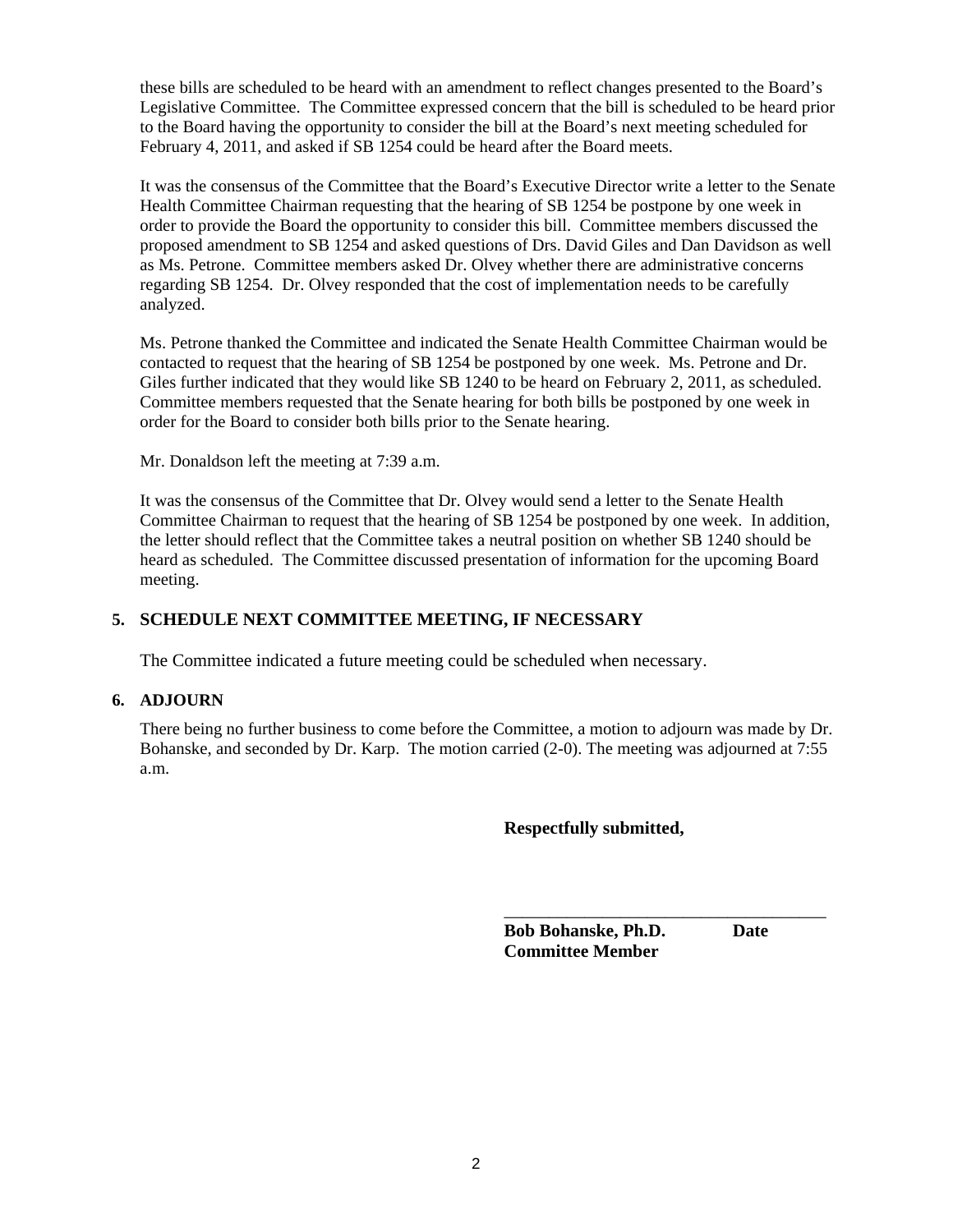these bills are scheduled to be heard with an amendment to reflect changes presented to the Board's Legislative Committee. The Committee expressed concern that the bill is scheduled to be heard prior to the Board having the opportunity to consider the bill at the Board's next meeting scheduled for February 4, 2011, and asked if SB 1254 could be heard after the Board meets.

It was the consensus of the Committee that the Board's Executive Director write a letter to the Senate Health Committee Chairman requesting that the hearing of SB 1254 be postpone by one week in order to provide the Board the opportunity to consider this bill. Committee members discussed the proposed amendment to SB 1254 and asked questions of Drs. David Giles and Dan Davidson as well as Ms. Petrone. Committee members asked Dr. Olvey whether there are administrative concerns regarding SB 1254. Dr. Olvey responded that the cost of implementation needs to be carefully analyzed.

Ms. Petrone thanked the Committee and indicated the Senate Health Committee Chairman would be contacted to request that the hearing of SB 1254 be postponed by one week. Ms. Petrone and Dr. Giles further indicated that they would like SB 1240 to be heard on February 2, 2011, as scheduled. Committee members requested that the Senate hearing for both bills be postponed by one week in order for the Board to consider both bills prior to the Senate hearing.

Mr. Donaldson left the meeting at 7:39 a.m.

It was the consensus of the Committee that Dr. Olvey would send a letter to the Senate Health Committee Chairman to request that the hearing of SB 1254 be postponed by one week. In addition, the letter should reflect that the Committee takes a neutral position on whether SB 1240 should be heard as scheduled. The Committee discussed presentation of information for the upcoming Board meeting.

## 5. SCHEDULE NEXT COMMITTEE MEETING, IF NECESSARY

The Committee indicated a future meeting could be scheduled when necessary.

## 6. ADJOURN

There being no further business to come before the Committee, a motion to adjourn was made by Dr. Bohanske, and seconded by Dr. Karp. The motion carried (2-0). The meeting was adjourned at 7:55 a.m.

**Respectfully submitted,**

\_\_\_\_\_\_\_\_\_\_\_\_\_\_\_\_\_\_\_\_\_\_\_\_\_\_\_\_\_\_\_\_\_\_\_\_\_\_

**Bob Bohanske, Ph.D.** **Date**
**Committee Member**